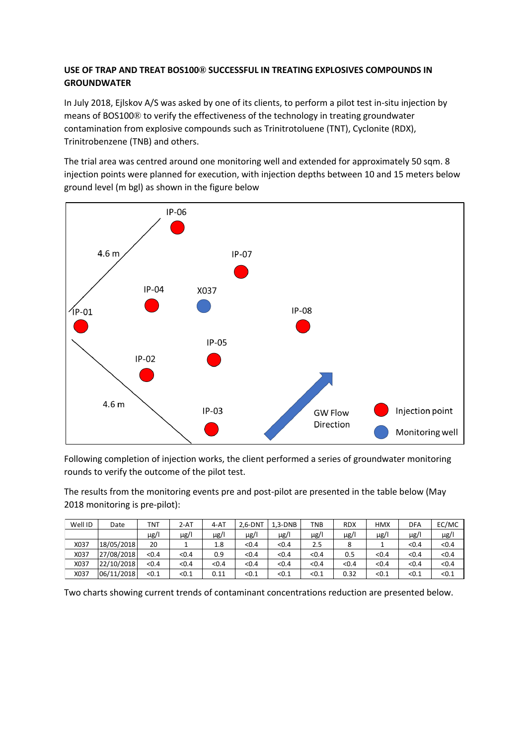**USE OF TRAP AND TREAT BOS100® SUCCESSFUL IN TREATING EXPLOSIVES COMPOUNDS IN GROUNDWATER**

In July 2018, Ejlskov A/S was asked by one of its clients, to perform a pilot test in-situ injection by means of BOS100® to verify the effectiveness of the technology in treating groundwater contamination from explosive compounds such as Trinitrotoluene (TNT), Cyclonite (RDX), Trinitrobenzene (TNB) and others.

The trial area was centred around one monitoring well and extended for approximately 50 sqm. 8 injection points were planned for execution, with injection depths between 10 and 15 meters below ground level (m bgl) as shown in the figure below

Following completion of injection works, the client performed a series of groundwater monitoring rounds to verify the outcome of the pilot test.

The results from the monitoring events pre and post-pilot are presented in the table below (May 2018 monitoring is pre-pilot):

| Well ID | Date | TNT | 2-AT | 4-AT | 2,6-DNT | 1,3-DNB | TNB | RDX | HMX | DFA | EC/MC |
|---|---|---|---|---|---|---|---|---|---|---|---|
| | | µg/l | µg/l | µg/l | µg/l | µg/l | µg/l | µg/l | µg/l | µg/l | µg/l |
| X037 | 18/05/2018 | 20 | 1 | 1.8 | <0.4 | <0.4 | 2.5 | 8 | 1 | <0.4 | <0.4 |
| X037 | 27/08/2018 | <0.4 | <0.4 | 0.9 | <0.4 | <0.4 | <0.4 | 0.5 | <0.4 | <0.4 | <0.4 |
| X037 | 22/10/2018 | <0.4 | <0.4 | <0.4 | <0.4 | <0.4 | <0.4 | <0.4 | <0.4 | <0.4 | <0.4 |
| X037 | 06/11/2018 | <0.1 | <0.1 | 0.11 | <0.1 | <0.1 | <0.1 | 0.32 | <0.1 | <0.1 | <0.1 |

Two charts showing current trends of contaminant concentrations reduction are presented below.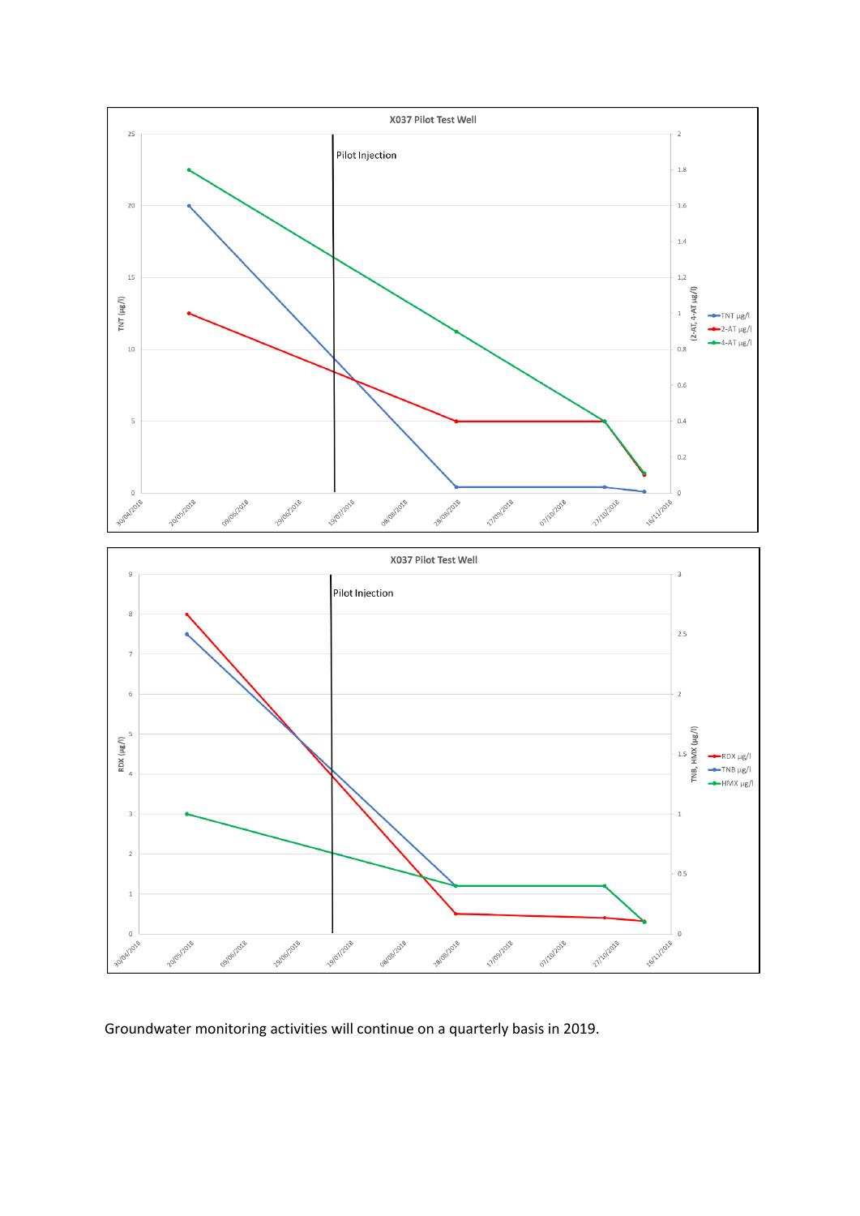X037 Pilot Test Well

Pilot Injection

TNT (µg/l)

(2-AT, 4-AT µg/l)

25
20
15
10
5
0

2
1.8
1.6
1.4
1.2
1
0.8
0.6
0.4
0.2
0

TNT µg/l
2-AT µg/l
4-AT µg/l

30/04/2018
20/05/2018
09/06/2018
29/06/2018
19/07/2018
08/08/2018
28/08/2018
17/09/2018
07/10/2018
27/10/2018
16/11/2018

X037 Pilot Test Well

Pilot Injection

RDX (µg/l)

TNB, HMX (µg/l)

9
8
7
6
5
4
3
2
1
0

3
2.5
2
1.5
1
0.5
0

RDX µg/l
TNB µg/l
HMX µg/l

30/04/2018
20/05/2018
09/06/2018
29/06/2018
19/07/2018
08/08/2018
28/08/2018
17/09/2018
07/10/2018
27/10/2018
16/11/2018

Groundwater monitoring activities will continue on a quarterly basis in 2019.